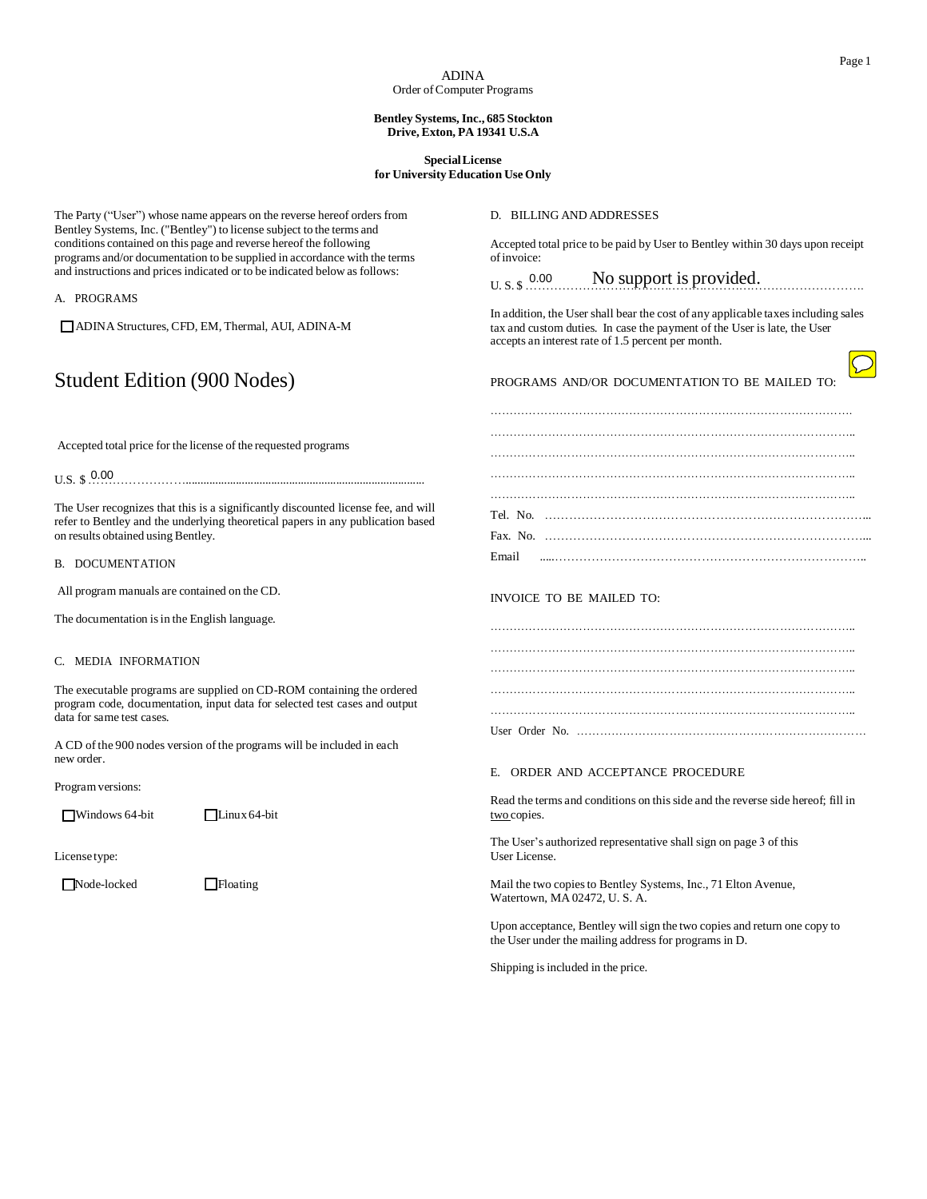ADINA

Order of Computer Programs

**Bentley Systems, Inc., 685 Stockton Drive, Exton, PA 19341 U.S.A**

**Special License for University Education Use Only**

The Party ("User") whose name appears on the reverse hereof orders from Bentley Systems, Inc. ("Bentley") to license subject to the terms and conditions contained on this page and reverse hereof the following programs and/or documentation to be supplied in accordance with the terms and instructions and prices indicated or to be indicated below as follows:

A. PROGRAMS

☐ ADINA Structures, CFD, EM, Thermal, AUI, ADINA-M

## Student Edition (900 Nodes)

Accepted total price for the license of the requested programs

U.S. $ 0.00

The User recognizes that this is a significantly discounted license fee, and will refer to Bentley and the underlying theoretical papers in any publication based on results obtained using Bentley.

B. DOCUMENTATION

All program manuals are contained on the CD.

The documentation is in the English language.

C. MEDIA INFORMATION

The executable programs are supplied on CD-ROM containing the ordered program code, documentation, input data for selected test cases and output data for same test cases.

A CD of the 900 nodes version of the programs will be included in each new order.

Program versions:

☐ Windows 64-bit ☐ Linux 64-bit

License type:

☐ Node-locked ☐ Floating

D. BILLING AND ADDRESSES

Accepted total price to be paid by User to Bentley within 30 days upon receipt of invoice:

U. S. $ 0.00 No support is provided.

In addition, the User shall bear the cost of any applicable taxes including sales tax and custom duties. In case the payment of the User is late, the User accepts an interest rate of 1.5 percent per month.

PROGRAMS AND/OR DOCUMENTATION TO BE MAILED TO:

……………………………………………………………………………………

……………………………………………………………………………………

……………………………………………………………………………………

……………………………………………………………………………………

……………………………………………………………………………………

Tel. No. ……………………………………………………………………………

Fax. No. ……………………………………………………………………………

Email ……………………………………………………………………………

INVOICE TO BE MAILED TO:

……………………………………………………………………………………

……………………………………………………………………………………

……………………………………………………………………………………

……………………………………………………………………………………

……………………………………………………………………………………

User Order No. ……………………………………………………………………

E. ORDER AND ACCEPTANCE PROCEDURE

Read the terms and conditions on this side and the reverse side hereof; fill in two copies.

The User's authorized representative shall sign on page 3 of this User License.

Mail the two copies to Bentley Systems, Inc., 71 Elton Avenue, Watertown, MA 02472, U. S. A.

Upon acceptance, Bentley will sign the two copies and return one copy to the User under the mailing address for programs in D.

Shipping is included in the price.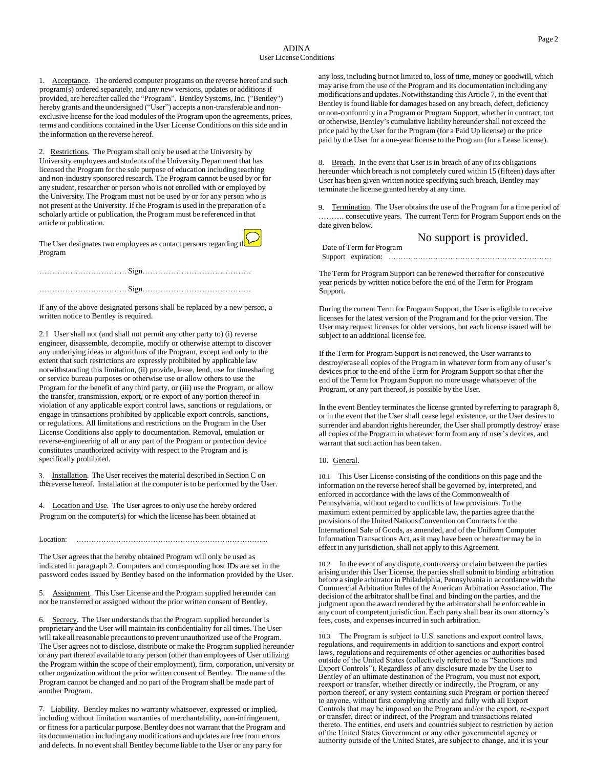# ADINA
## User License Conditions

1. Acceptance. The ordered computer programs on the reverse hereof and such program(s) ordered separately, and any new versions, updates or additions if provided, are hereafter called the "Program". Bentley Systems, Inc. ("Bentley") hereby grants and the undersigned ("User") accepts a non-transferable and non-exclusive license for the load modules of the Program upon the agreements, prices, terms and conditions contained in the User License Conditions on this side and in the information on the reverse hereof.

2. Restrictions. The Program shall only be used at the University by University employees and students of the University Department that has licensed the Program for the sole purpose of education including teaching and non-industry sponsored research. The Program cannot be used by or for any student, researcher or person who is not enrolled with or employed by the University. The Program must not be used by or for any person who is not present at the University. If the Program is used in the preparation of a scholarly article or publication, the Program must be referenced in that article or publication.

The User designates two employees as contact persons regarding the Program

……………………………. Sign……………………………………

……………………………. Sign……………………………………

If any of the above designated persons shall be replaced by a new person, a written notice to Bentley is required.

2.1 User shall not (and shall not permit any other party to) (i) reverse engineer, disassemble, decompile, modify or otherwise attempt to discover any underlying ideas or algorithms of the Program, except and only to the extent that such restrictions are expressly prohibited by applicable law notwithstanding this limitation, (ii) provide, lease, lend, use for timesharing or service bureau purposes or otherwise use or allow others to use the Program for the benefit of any third party, or (iii) use the Program, or allow the transfer, transmission, export, or re-export of any portion thereof in violation of any applicable export control laws, sanctions or regulations, or engage in transactions prohibited by applicable export controls, sanctions, or regulations. All limitations and restrictions on the Program in the User License Conditions also apply to documentation. Removal, emulation or reverse-engineering of all or any part of the Program or protection device constitutes unauthorized activity with respect to the Program and is specifically prohibited.

3. Installation. The User receives the material described in Section C on thereverse hereof. Installation at the computer is to be performed by the User.

4. Location and Use. The User agrees to only use the hereby ordered Program on the computer(s) for which the license has been obtained at

Location: …………………………………………………………………..

The User agrees that the hereby obtained Program will only be used as indicated in paragraph 2. Computers and corresponding host IDs are set in the password codes issued by Bentley based on the information provided by the User.

5. Assignment. This User License and the Program supplied hereunder can not be transferred or assigned without the prior written consent of Bentley.

6. Secrecy. The User understands that the Program supplied hereunder is proprietary and the User will maintain its confidentiality for all times. The User will take all reasonable precautions to prevent unauthorized use of the Program. The User agrees not to disclose, distribute or make the Program supplied hereunder or any part thereof available to any person (other than employees of User utilizing the Program within the scope of their employment), firm, corporation, university or other organization without the prior written consent of Bentley. The name of the Program cannot be changed and no part of the Program shall be made part of another Program.

7. Liability. Bentley makes no warranty whatsoever, expressed or implied, including without limitation warranties of merchantability, non-infringement, or fitness for a particular purpose. Bentley does not warrant that the Program and its documentation including any modifications and updates are free from errors and defects. In no event shall Bentley become liable to the User or any party for any loss, including but not limited to, loss of time, money or goodwill, which may arise from the use of the Program and its documentation including any modifications and updates. Notwithstanding this Article 7, in the event that Bentley is found liable for damages based on any breach, defect, deficiency or non-conformity in a Program or Program Support, whether in contract, tort or otherwise, Bentley's cumulative liability hereunder shall not exceed the price paid by the User for the Program (for a Paid Up license) or the price paid by the User for a one-year license to the Program (for a Lease license).

8. Breach. In the event that User is in breach of any of its obligations hereunder which breach is not completely cured within 15 (fifteen) days after User has been given written notice specifying such breach, Bentley may terminate the license granted hereby at any time.

9. Termination. The User obtains the use of the Program for a time period of ………. consecutive years. The current Term for Program Support ends on the date given below.

No support is provided.

Date of Term for Program Support expiration: ……………………………………………………………

The Term for Program Support can be renewed thereafter for consecutive year periods by written notice before the end of the Term for Program Support.

During the current Term for Program Support, the User is eligible to receive licenses for the latest version of the Program and for the prior version. The User may request licenses for older versions, but each license issued will be subject to an additional license fee.

If the Term for Program Support is not renewed, the User warrants to destroy/erase all copies of the Program in whatever form from any of user's devices prior to the end of the Term for Program Support so that after the end of the Term for Program Support no more usage whatsoever of the Program, or any part thereof, is possible by the User.

In the event Bentley terminates the license granted by referring to paragraph 8, or in the event that the User shall cease legal existence, or the User desires to surrender and abandon rights hereunder, the User shall promptly destroy/ erase all copies of the Program in whatever form from any of user's devices, and warrant that such action has been taken.

10. General.

10.1 This User License consisting of the conditions on this page and the information on the reverse hereof shall be governed by, interpreted, and enforced in accordance with the laws of the Commonwealth of Pennsylvania, without regard to conflicts of law provisions. To the maximum extent permitted by applicable law, the parties agree that the provisions of the United Nations Convention on Contracts for the International Sale of Goods, as amended, and of the Uniform Computer Information Transactions Act, as it may have been or hereafter may be in effect in any jurisdiction, shall not apply to this Agreement.

10.2 In the event of any dispute, controversy or claim between the parties arising under this User License, the parties shall submit to binding arbitration before a single arbitrator in Philadelphia, Pennsylvania in accordance with the Commercial Arbitration Rules of the American Arbitration Association. The decision of the arbitrator shall be final and binding on the parties, and the judgment upon the award rendered by the arbitrator shall be enforceable in any court of competent jurisdiction. Each party shall bear its own attorney's fees, costs, and expenses incurred in such arbitration.

10.3 The Program is subject to U.S. sanctions and export control laws, regulations, and requirements in addition to sanctions and export control laws, regulations and requirements of other agencies or authorities based outside of the United States (collectively referred to as "Sanctions and Export Controls"). Regardless of any disclosure made by the User to Bentley of an ultimate destination of the Program, you must not export, reexport or transfer, whether directly or indirectly, the Program, or any portion thereof, or any system containing such Program or portion thereof to anyone, without first complying strictly and fully with all Export Controls that may be imposed on the Program and/or the export, re-export or transfer, direct or indirect, of the Program and transactions related thereto. The entities, end users and countries subject to restriction by action of the United States Government or any other governmental agency or authority outside of the United States, are subject to change, and it is your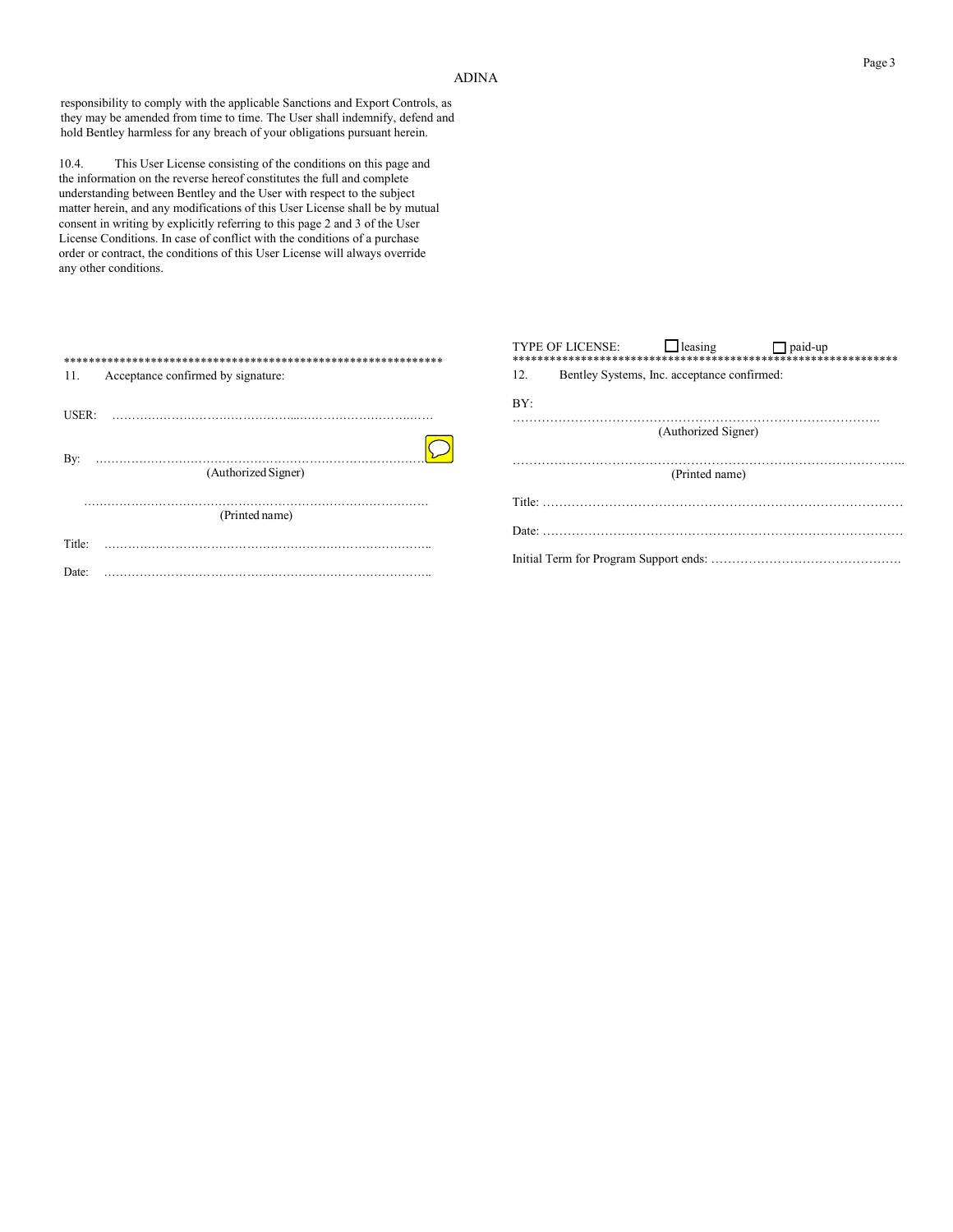responsibility to comply with the applicable Sanctions and Export Controls, as they may be amended from time to time. The User shall indemnify, defend and hold Bentley harmless for any breach of your obligations pursuant herein.

10.4. This User License consisting of the conditions on this page and the information on the reverse hereof constitutes the full and complete understanding between Bentley and the User with respect to the subject matter herein, and any modifications of this User License shall be by mutual consent in writing by explicitly referring to this page 2 and 3 of the User License Conditions. In case of conflict with the conditions of a purchase order or contract, the conditions of this User License will always override any other conditions.

TYPE OF LICENSE: ☐ leasing ☐ paid-up

**************************************************************

11. Acceptance confirmed by signature:

USER: ……………………………………………………………………………

By: ……………………………………………………………………………
(Authorized Signer)

……………………………………………………………………………
(Printed name)

Title: ……………………………………………………………………………

Date: ……………………………………………………………………………

**************************************************************

12. Bentley Systems, Inc. acceptance confirmed:

BY:

……………………………………………………………………………
(Authorized Signer)

……………………………………………………………………………
(Printed name)

Title: ……………………………………………………………………………

Date: ……………………………………………………………………………

Initial Term for Program Support ends: ……………………………………………